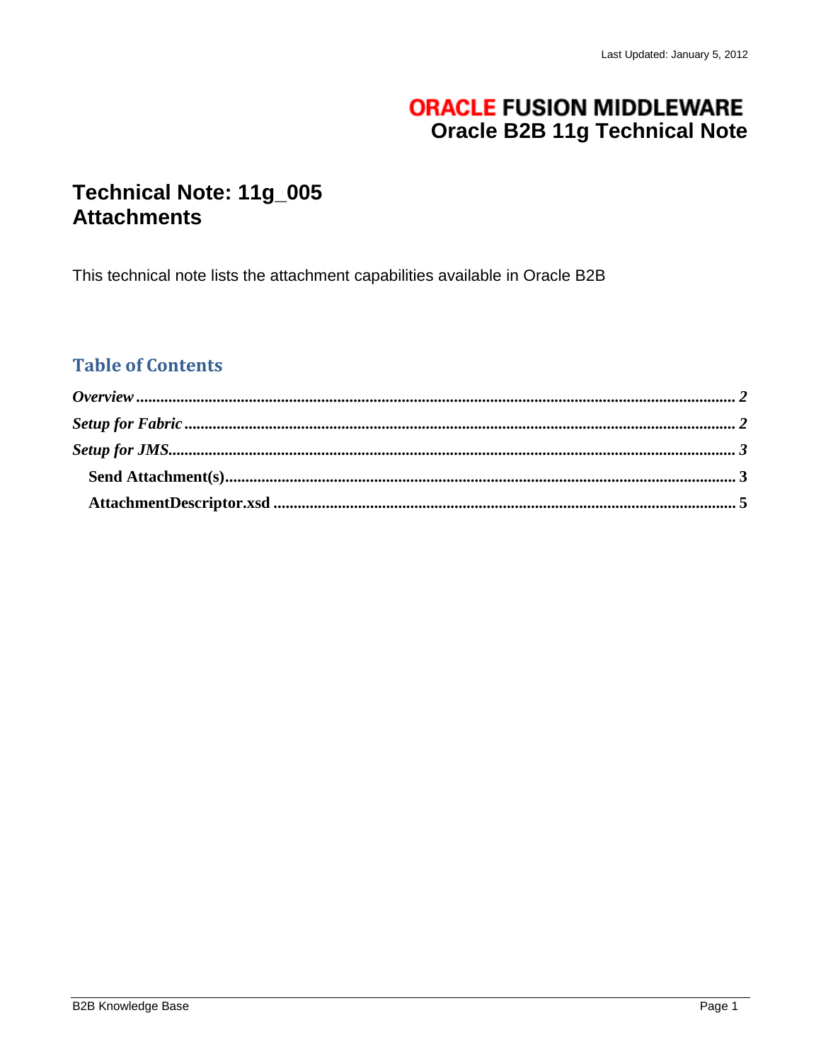Last Updated: January 5, 2012

**ORACLE FUSION MIDDLEWARE**
**Oracle B2B 11g Technical Note**

# Technical Note: 11g_005
# Attachments

This technical note lists the attachment capabilities available in Oracle B2B

## Table of Contents

*Overview* ........ 2

*Setup for Fabric* ........ 2

*Setup for JMS* ........ 3

- Send Attachment(s) ........ 3
- AttachmentDescriptor.xsd ........ 5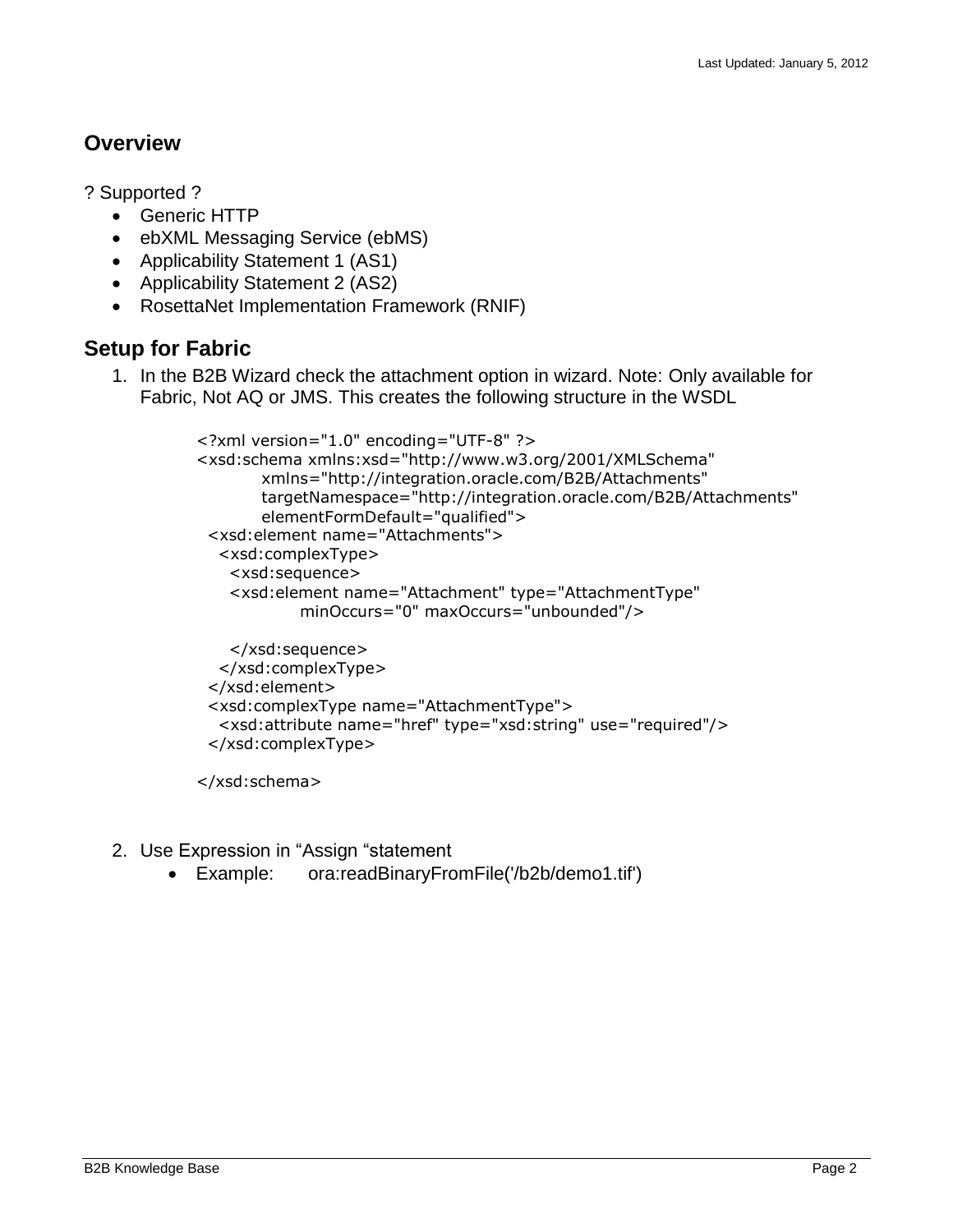## Overview

? Supported ?

- Generic HTTP
- ebXML Messaging Service (ebMS)
- Applicability Statement 1 (AS1)
- Applicability Statement 2 (AS2)
- RosettaNet Implementation Framework (RNIF)

## Setup for Fabric

1. In the B2B Wizard check the attachment option in wizard. Note: Only available for Fabric, Not AQ or JMS. This creates the following structure in the WSDL

```
<?xml version="1.0" encoding="UTF-8" ?>
<xsd:schema xmlns:xsd="http://www.w3.org/2001/XMLSchema"
        xmlns="http://integration.oracle.com/B2B/Attachments"
        targetNamespace="http://integration.oracle.com/B2B/Attachments"
        elementFormDefault="qualified">
  <xsd:element name="Attachments">
    <xsd:complexType>
      <xsd:sequence>
      <xsd:element name="Attachment" type="AttachmentType"
              minOccurs="0" maxOccurs="unbounded"/>

      </xsd:sequence>
    </xsd:complexType>
  </xsd:element>
  <xsd:complexType name="AttachmentType">
    <xsd:attribute name="href" type="xsd:string" use="required"/>
  </xsd:complexType>

</xsd:schema>
```

2. Use Expression in “Assign “statement
   - Example:     ora:readBinaryFromFile('/b2b/demo1.tif')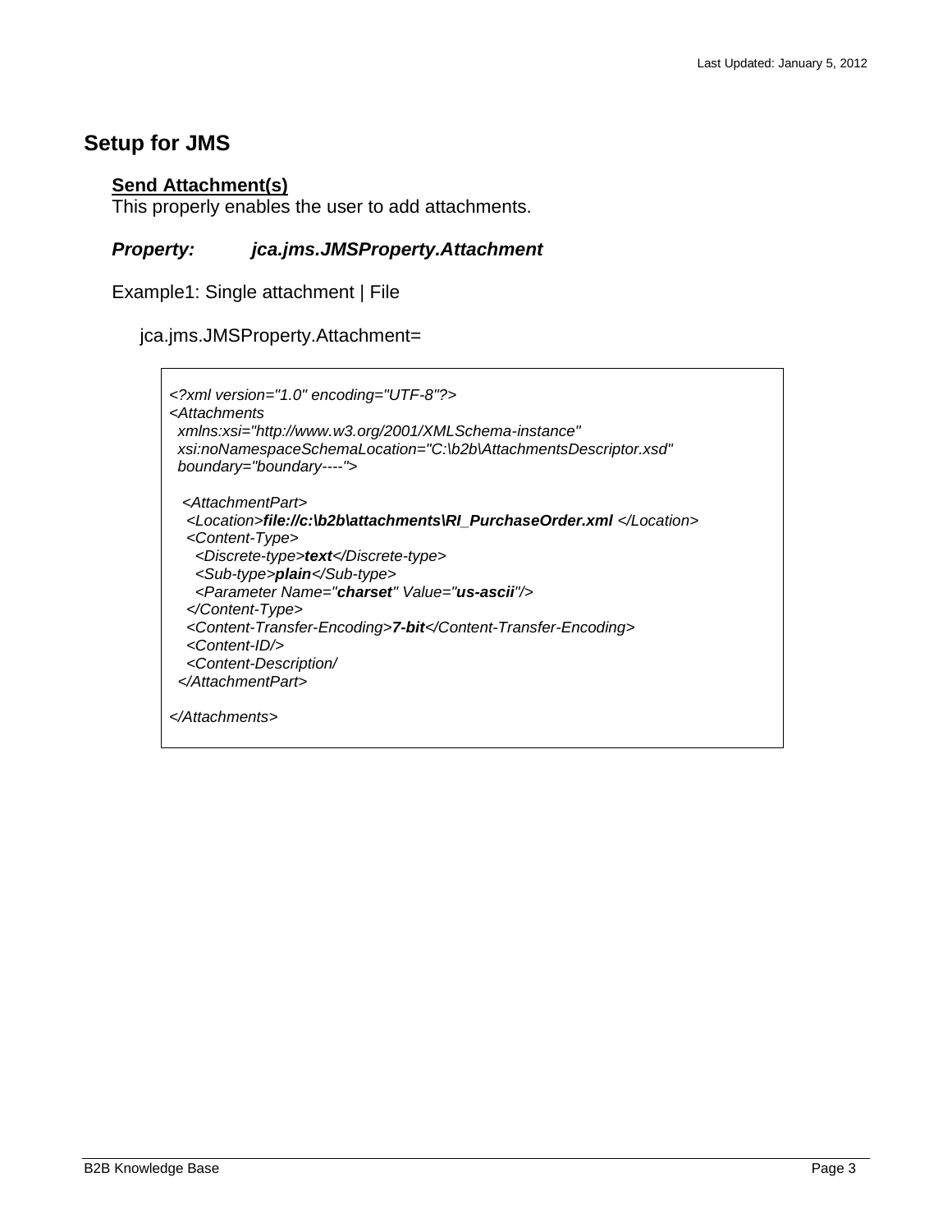## Setup for JMS

### Send Attachment(s)

This properly enables the user to add attachments.

***Property:*** ***jca.jms.JMSProperty.Attachment***

Example1: Single attachment | File

jca.jms.JMSProperty.Attachment=

```
<?xml version="1.0" encoding="UTF-8"?>
<Attachments
  xmlns:xsi="http://www.w3.org/2001/XMLSchema-instance"
  xsi:noNamespaceSchemaLocation="C:\b2b\AttachmentsDescriptor.xsd"
  boundary="boundary---">

   <AttachmentPart>
    <Location>file://c:\b2b\attachments\RI_PurchaseOrder.xml </Location>
    <Content-Type>
      <Discrete-type>text</Discrete-type>
      <Sub-type>plain</Sub-type>
      <Parameter Name="charset" Value="us-ascii"/>
    </Content-Type>
    <Content-Transfer-Encoding>7-bit</Content-Transfer-Encoding>
    <Content-ID/>
    <Content-Description/
  </AttachmentPart>

</Attachments>
```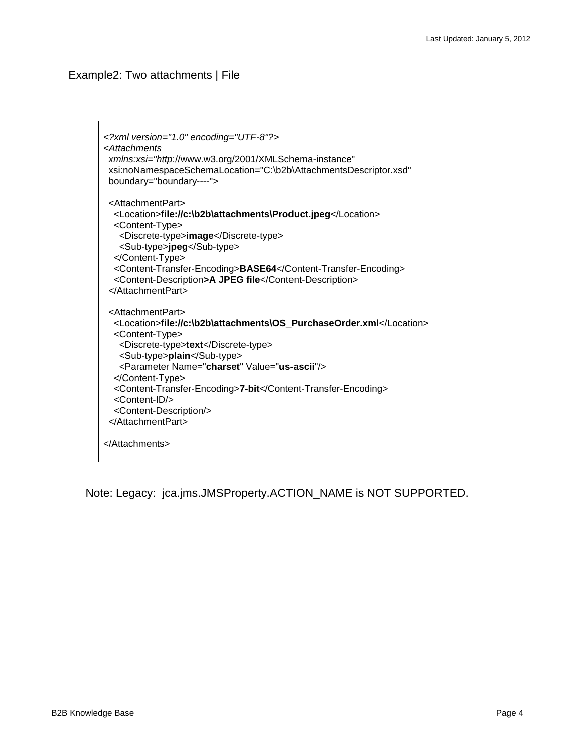Example2: Two attachments | File

```
<?xml version="1.0" encoding="UTF-8"?>
<Attachments
  xmlns:xsi="http://www.w3.org/2001/XMLSchema-instance"
  xsi:noNamespaceSchemaLocation="C:\b2b\AttachmentsDescriptor.xsd"
  boundary="boundary---- ">

  <AttachmentPart>
    <Location>file://c:\b2b\attachments\Product.jpeg</Location>
    <Content-Type>
      <Discrete-type>image</Discrete-type>
      <Sub-type>jpeg</Sub-type>
    </Content-Type>
    <Content-Transfer-Encoding>BASE64</Content-Transfer-Encoding>
    <Content-Description>A JPEG file</Content-Description>
  </AttachmentPart>

  <AttachmentPart>
    <Location>file://c:\b2b\attachments\OS_PurchaseOrder.xml</Location>
    <Content-Type>
      <Discrete-type>text</Discrete-type>
      <Sub-type>plain</Sub-type>
      <Parameter Name="charset" Value="us-ascii"/>
    </Content-Type>
    <Content-Transfer-Encoding>7-bit</Content-Transfer-Encoding>
    <Content-ID/>
    <Content-Description/>
  </AttachmentPart>

</Attachments>
```

Note: Legacy: jca.jms.JMSProperty.ACTION_NAME is NOT SUPPORTED.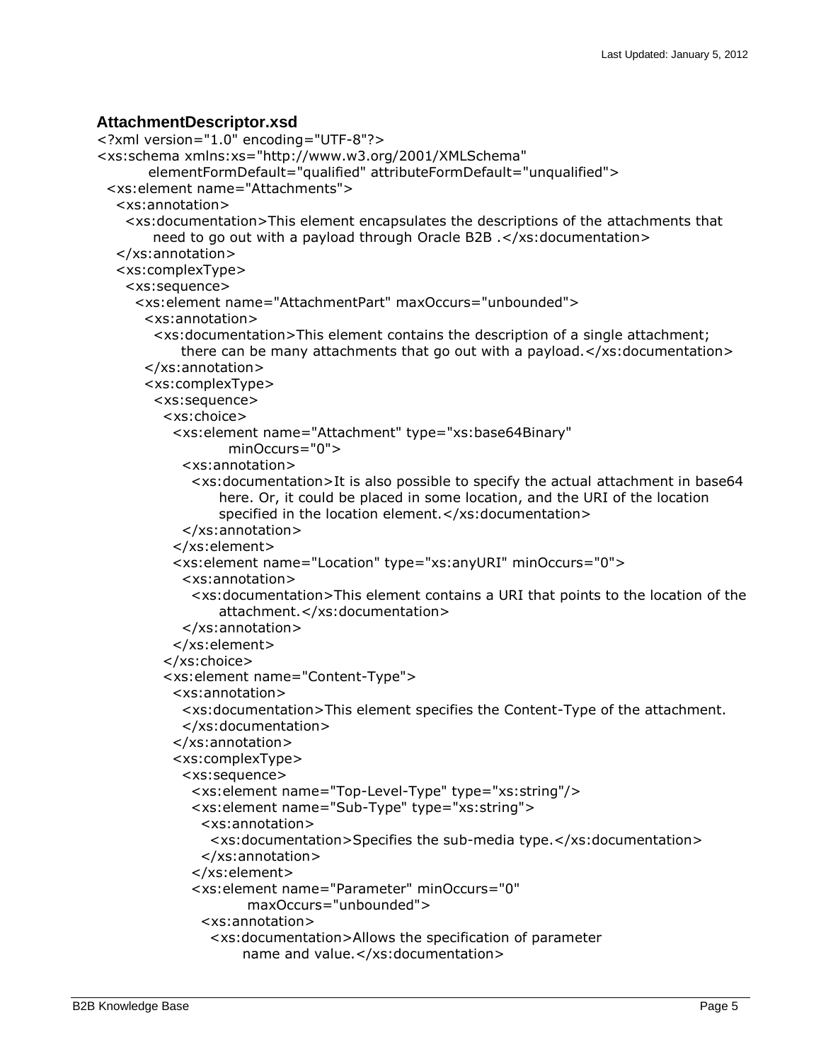### AttachmentDescriptor.xsd

```
<?xml version="1.0" encoding="UTF-8"?>
<xs:schema xmlns:xs="http://www.w3.org/2001/XMLSchema"
        elementFormDefault="qualified" attributeFormDefault="unqualified">
  <xs:element name="Attachments">
    <xs:annotation>
      <xs:documentation>This element encapsulates the descriptions of the attachments that
          need to go out with a payload through Oracle B2B .</xs:documentation>
    </xs:annotation>
    <xs:complexType>
      <xs:sequence>
        <xs:element name="AttachmentPart" maxOccurs="unbounded">
          <xs:annotation>
            <xs:documentation>This element contains the description of a single attachment;
                there can be many attachments that go out with a payload.</xs:documentation>
          </xs:annotation>
          <xs:complexType>
            <xs:sequence>
              <xs:choice>
                <xs:element name="Attachment" type="xs:base64Binary"
                        minOccurs="0">
                  <xs:annotation>
                    <xs:documentation>It is also possible to specify the actual attachment in base64
                        here. Or, it could be placed in some location, and the URI of the location
                        specified in the location element.</xs:documentation>
                  </xs:annotation>
                </xs:element>
                <xs:element name="Location" type="xs:anyURI" minOccurs="0">
                  <xs:annotation>
                    <xs:documentation>This element contains a URI that points to the location of the
                        attachment.</xs:documentation>
                  </xs:annotation>
                </xs:element>
              </xs:choice>
              <xs:element name="Content-Type">
                <xs:annotation>
                  <xs:documentation>This element specifies the Content-Type of the attachment.
                  </xs:documentation>
                </xs:annotation>
                <xs:complexType>
                  <xs:sequence>
                    <xs:element name="Top-Level-Type" type="xs:string"/>
                    <xs:element name="Sub-Type" type="xs:string">
                      <xs:annotation>
                        <xs:documentation>Specifies the sub-media type.</xs:documentation>
                      </xs:annotation>
                    </xs:element>
                    <xs:element name="Parameter" minOccurs="0"
                            maxOccurs="unbounded">
                      <xs:annotation>
                        <xs:documentation>Allows the specification of parameter
                            name and value.</xs:documentation>
```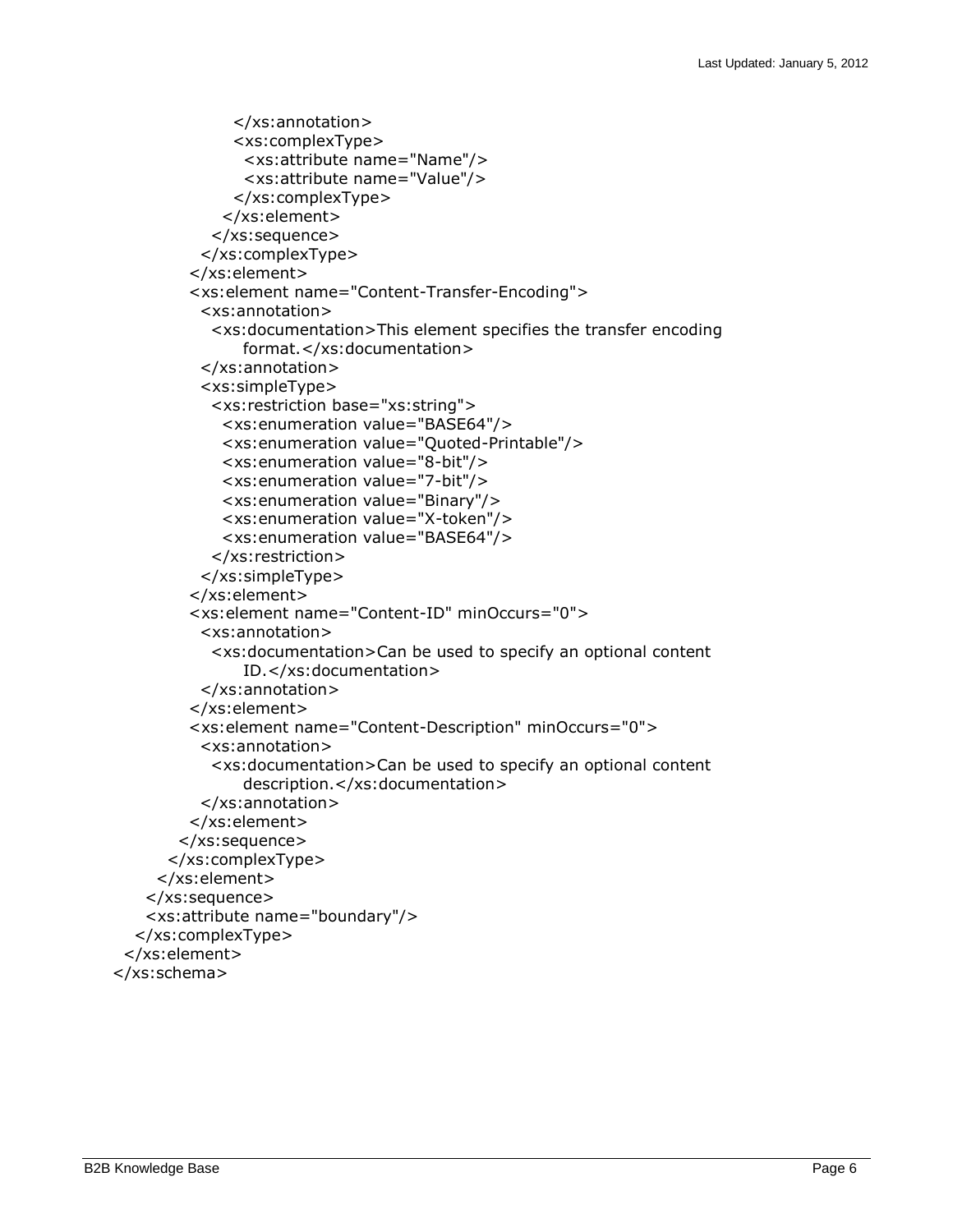```
            </xs:annotation>
            <xs:complexType>
              <xs:attribute name="Name"/>
              <xs:attribute name="Value"/>
            </xs:complexType>
          </xs:element>
        </xs:sequence>
      </xs:complexType>
    </xs:element>
    <xs:element name="Content-Transfer-Encoding">
      <xs:annotation>
        <xs:documentation>This element specifies the transfer encoding
            format.</xs:documentation>
      </xs:annotation>
      <xs:simpleType>
        <xs:restriction base="xs:string">
          <xs:enumeration value="BASE64"/>
          <xs:enumeration value="Quoted-Printable"/>
          <xs:enumeration value="8-bit"/>
          <xs:enumeration value="7-bit"/>
          <xs:enumeration value="Binary"/>
          <xs:enumeration value="X-token"/>
          <xs:enumeration value="BASE64"/>
        </xs:restriction>
      </xs:simpleType>
    </xs:element>
    <xs:element name="Content-ID" minOccurs="0">
      <xs:annotation>
        <xs:documentation>Can be used to specify an optional content
            ID.</xs:documentation>
      </xs:annotation>
    </xs:element>
    <xs:element name="Content-Description" minOccurs="0">
      <xs:annotation>
        <xs:documentation>Can be used to specify an optional content
            description.</xs:documentation>
      </xs:annotation>
    </xs:element>
   </xs:sequence>
  </xs:complexType>
 </xs:element>
</xs:sequence>
<xs:attribute name="boundary"/>
</xs:complexType>
</xs:element>
</xs:schema>
```